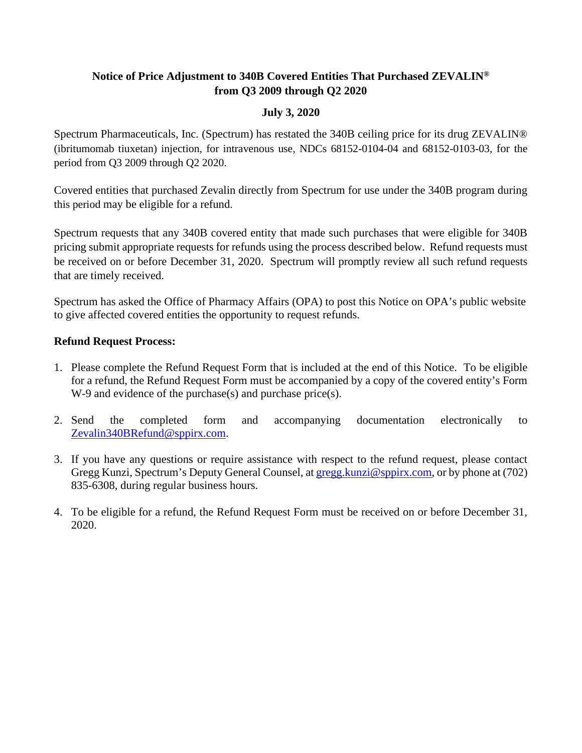# Notice of Price Adjustment to 340B Covered Entities That Purchased ZEVALIN® from Q3 2009 through Q2 2020

**July 3, 2020**

Spectrum Pharmaceuticals, Inc. (Spectrum) has restated the 340B ceiling price for its drug ZEVALIN® (ibritumomab tiuxetan) injection, for intravenous use, NDCs 68152-0104-04 and 68152-0103-03, for the period from Q3 2009 through Q2 2020.

Covered entities that purchased Zevalin directly from Spectrum for use under the 340B program during this period may be eligible for a refund.

Spectrum requests that any 340B covered entity that made such purchases that were eligible for 340B pricing submit appropriate requests for refunds using the process described below. Refund requests must be received on or before December 31, 2020. Spectrum will promptly review all such refund requests that are timely received.

Spectrum has asked the Office of Pharmacy Affairs (OPA) to post this Notice on OPA's public website to give affected covered entities the opportunity to request refunds.

**Refund Request Process:**

1. Please complete the Refund Request Form that is included at the end of this Notice. To be eligible for a refund, the Refund Request Form must be accompanied by a copy of the covered entity's Form W-9 and evidence of the purchase(s) and purchase price(s).

2. Send the completed form and accompanying documentation electronically to Zevalin340BRefund@sppirx.com.

3. If you have any questions or require assistance with respect to the refund request, please contact Gregg Kunzi, Spectrum's Deputy General Counsel, at gregg.kunzi@sppirx.com, or by phone at (702) 835-6308, during regular business hours.

4. To be eligible for a refund, the Refund Request Form must be received on or before December 31, 2020.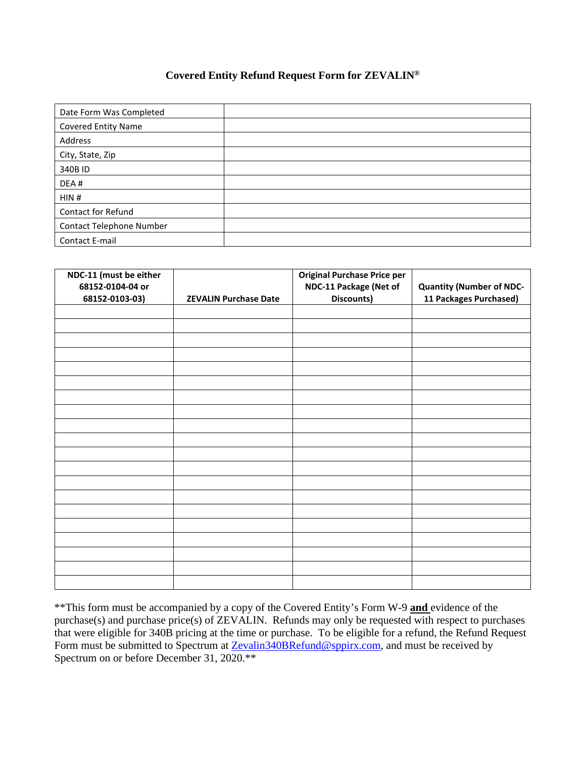# Covered Entity Refund Request Form for ZEVALIN®

| | |
|---|---|
| Date Form Was Completed | |
| Covered Entity Name | |
| Address | |
| City, State, Zip | |
| 340B ID | |
| DEA # | |
| HIN # | |
| Contact for Refund | |
| Contact Telephone Number | |
| Contact E-mail | |

| NDC-11 (must be either 68152-0104-04 or 68152-0103-03) | ZEVALIN Purchase Date | Original Purchase Price per NDC-11 Package (Net of Discounts) | Quantity (Number of NDC-11 Packages Purchased) |
|---|---|---|---|
| | | | |
| | | | |
| | | | |
| | | | |
| | | | |
| | | | |
| | | | |
| | | | |
| | | | |
| | | | |
| | | | |
| | | | |
| | | | |
| | | | |
| | | | |
| | | | |
| | | | |
| | | | |
| | | | |
| | | | |

**This form must be accompanied by a copy of the Covered Entity's Form W-9 **and** evidence of the purchase(s) and purchase price(s) of ZEVALIN. Refunds may only be requested with respect to purchases that were eligible for 340B pricing at the time or purchase. To be eligible for a refund, the Refund Request Form must be submitted to Spectrum at Zevalin340BRefund@sppirx.com, and must be received by Spectrum on or before December 31, 2020.**